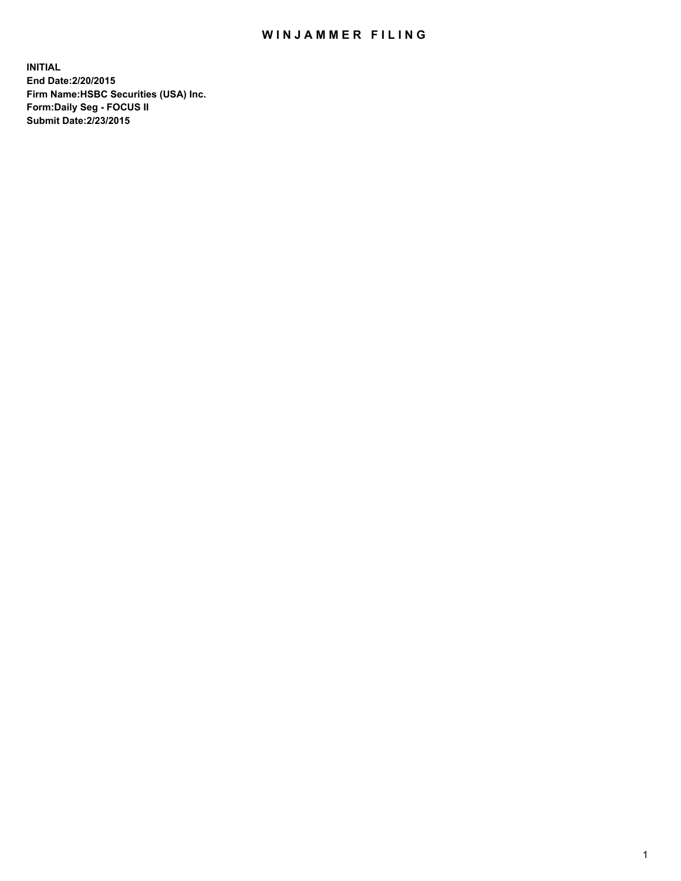# WINJAMMER FILING

**INITIAL**
**End Date:2/20/2015**
**Firm Name:HSBC Securities (USA) Inc.**
**Form:Daily Seg - FOCUS II**
**Submit Date:2/23/2015**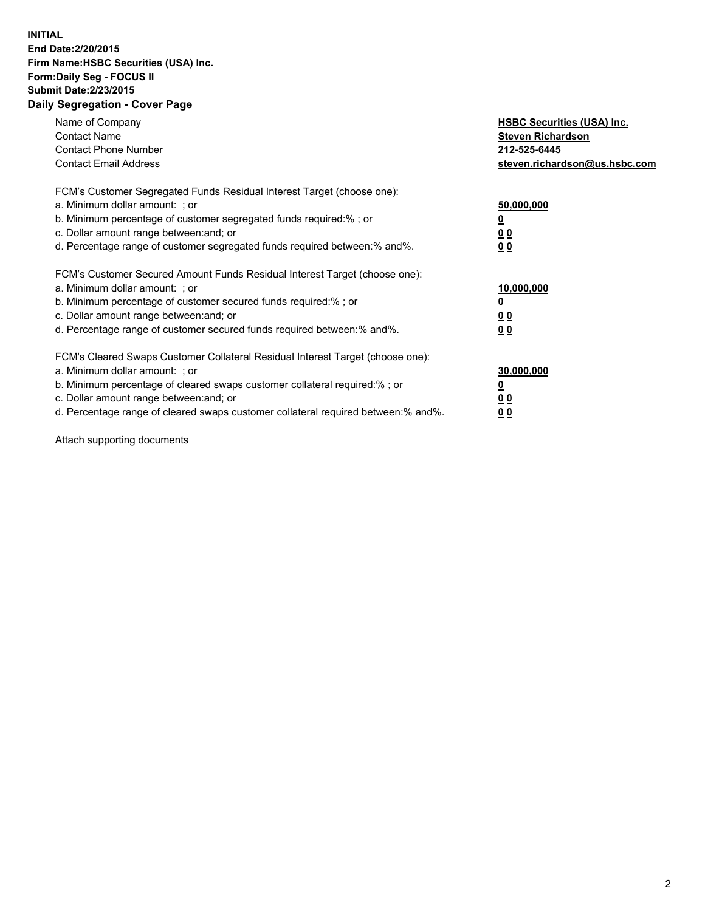**INITIAL**
**End Date:2/20/2015**
**Firm Name:HSBC Securities (USA) Inc.**
**Form:Daily Seg - FOCUS II**
**Submit Date:2/23/2015**

## Daily Segregation - Cover Page

| | |
|---|---|
| Name of Company | **HSBC Securities (USA) Inc.** |
| Contact Name | **Steven Richardson** |
| Contact Phone Number | **212-525-6445** |
| Contact Email Address | **steven.richardson@us.hsbc.com** |

| | |
|---|---|
| FCM's Customer Segregated Funds Residual Interest Target (choose one): | |
| a. Minimum dollar amount: ; or | **50,000,000** |
| b. Minimum percentage of customer segregated funds required:% ; or | **0** |
| c. Dollar amount range between:and; or | **0 0** |
| d. Percentage range of customer segregated funds required between:% and%. | **0 0** |

| | |
|---|---|
| FCM's Customer Secured Amount Funds Residual Interest Target (choose one): | |
| a. Minimum dollar amount: ; or | **10,000,000** |
| b. Minimum percentage of customer secured funds required:% ; or | **0** |
| c. Dollar amount range between:and; or | **0 0** |
| d. Percentage range of customer secured funds required between:% and%. | **0 0** |

| | |
|---|---|
| FCM's Cleared Swaps Customer Collateral Residual Interest Target (choose one): | |
| a. Minimum dollar amount: ; or | **30,000,000** |
| b. Minimum percentage of cleared swaps customer collateral required:% ; or | **0** |
| c. Dollar amount range between:and; or | **0 0** |
| d. Percentage range of cleared swaps customer collateral required between:% and%. | **0 0** |

Attach supporting documents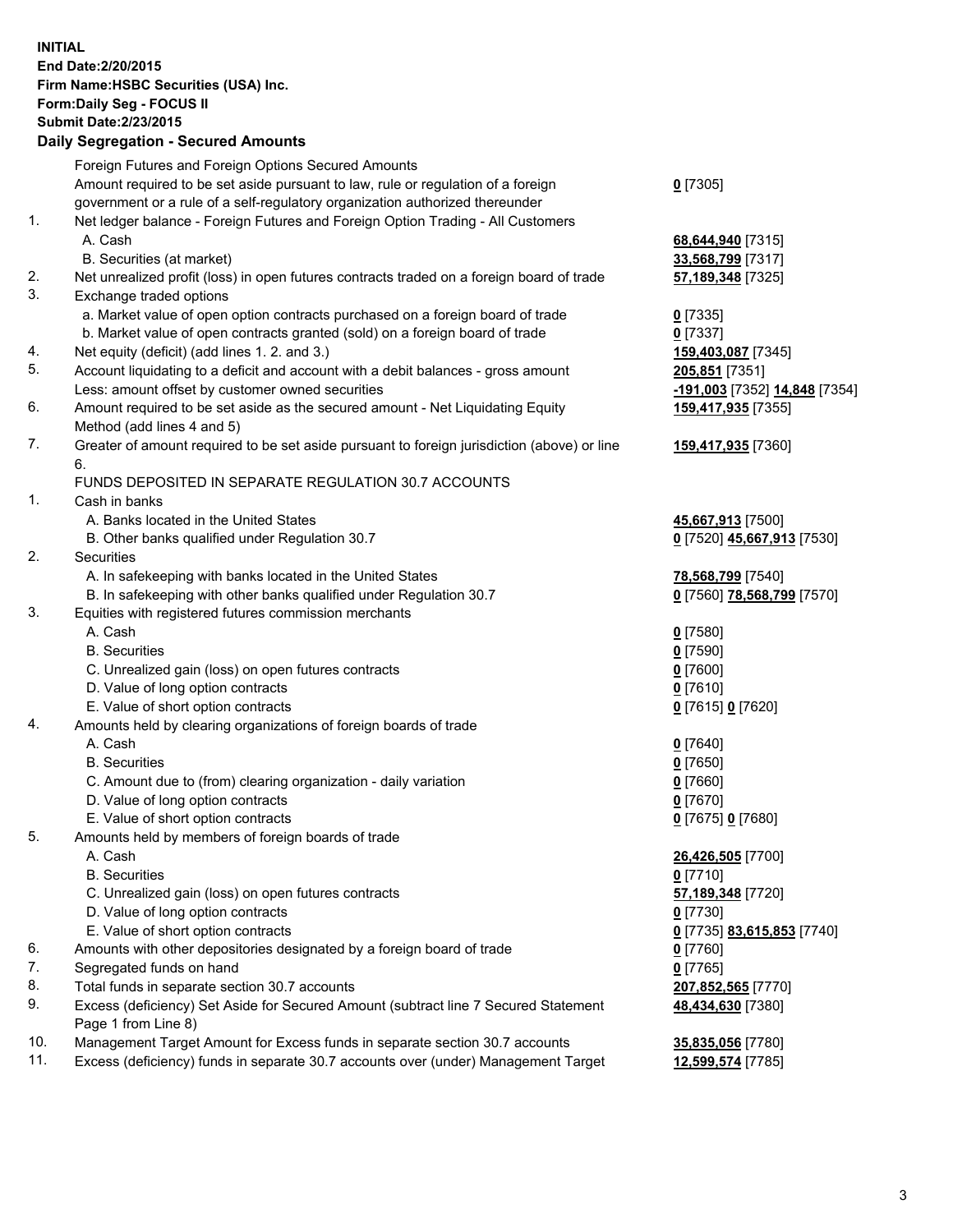**INITIAL**
**End Date:2/20/2015**
**Firm Name:HSBC Securities (USA) Inc.**
**Form:Daily Seg - FOCUS II**
**Submit Date:2/23/2015**
**Daily Segregation - Secured Amounts**

| | | |
|---|---|---|
| | Foreign Futures and Foreign Options Secured Amounts | |
| | Amount required to be set aside pursuant to law, rule or regulation of a foreign government or a rule of a self-regulatory organization authorized thereunder | **0** [7305] |
| 1. | Net ledger balance - Foreign Futures and Foreign Option Trading - All Customers | |
| | A. Cash | **68,644,940** [7315] |
| | B. Securities (at market) | **33,568,799** [7317] |
| 2. | Net unrealized profit (loss) in open futures contracts traded on a foreign board of trade | **57,189,348** [7325] |
| 3. | Exchange traded options | |
| | a. Market value of open option contracts purchased on a foreign board of trade | **0** [7335] |
| | b. Market value of open contracts granted (sold) on a foreign board of trade | **0** [7337] |
| 4. | Net equity (deficit) (add lines 1. 2. and 3.) | **159,403,087** [7345] |
| 5. | Account liquidating to a deficit and account with a debit balances - gross amount | **205,851** [7351] |
| | Less: amount offset by customer owned securities | **-191,003** [7352] **14,848** [7354] |
| 6. | Amount required to be set aside as the secured amount - Net Liquidating Equity Method (add lines 4 and 5) | **159,417,935** [7355] |
| 7. | Greater of amount required to be set aside pursuant to foreign jurisdiction (above) or line 6. | **159,417,935** [7360] |
| | FUNDS DEPOSITED IN SEPARATE REGULATION 30.7 ACCOUNTS | |
| 1. | Cash in banks | |
| | A. Banks located in the United States | **45,667,913** [7500] |
| | B. Other banks qualified under Regulation 30.7 | **0** [7520] **45,667,913** [7530] |
| 2. | Securities | |
| | A. In safekeeping with banks located in the United States | **78,568,799** [7540] |
| | B. In safekeeping with other banks qualified under Regulation 30.7 | **0** [7560] **78,568,799** [7570] |
| 3. | Equities with registered futures commission merchants | |
| | A. Cash | **0** [7580] |
| | B. Securities | **0** [7590] |
| | C. Unrealized gain (loss) on open futures contracts | **0** [7600] |
| | D. Value of long option contracts | **0** [7610] |
| | E. Value of short option contracts | **0** [7615] **0** [7620] |
| 4. | Amounts held by clearing organizations of foreign boards of trade | |
| | A. Cash | **0** [7640] |
| | B. Securities | **0** [7650] |
| | C. Amount due to (from) clearing organization - daily variation | **0** [7660] |
| | D. Value of long option contracts | **0** [7670] |
| | E. Value of short option contracts | **0** [7675] **0** [7680] |
| 5. | Amounts held by members of foreign boards of trade | |
| | A. Cash | **26,426,505** [7700] |
| | B. Securities | **0** [7710] |
| | C. Unrealized gain (loss) on open futures contracts | **57,189,348** [7720] |
| | D. Value of long option contracts | **0** [7730] |
| | E. Value of short option contracts | **0** [7735] **83,615,853** [7740] |
| 6. | Amounts with other depositories designated by a foreign board of trade | **0** [7760] |
| 7. | Segregated funds on hand | **0** [7765] |
| 8. | Total funds in separate section 30.7 accounts | **207,852,565** [7770] |
| 9. | Excess (deficiency) Set Aside for Secured Amount (subtract line 7 Secured Statement Page 1 from Line 8) | **48,434,630** [7380] |
| 10. | Management Target Amount for Excess funds in separate section 30.7 accounts | **35,835,056** [7780] |
| 11. | Excess (deficiency) funds in separate 30.7 accounts over (under) Management Target | **12,599,574** [7785] |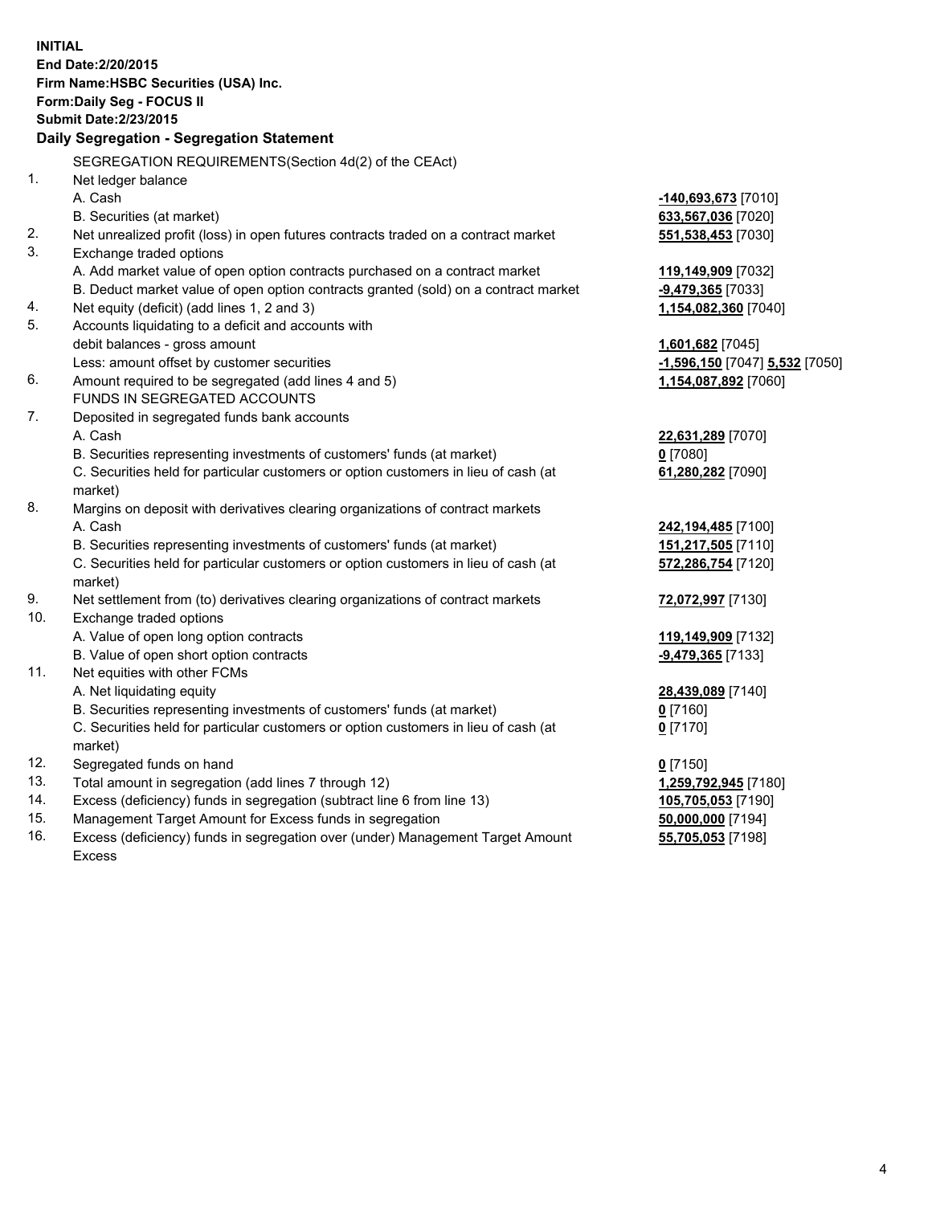**INITIAL**
**End Date:2/20/2015**
**Firm Name:HSBC Securities (USA) Inc.**
**Form:Daily Seg - FOCUS II**
**Submit Date:2/23/2015**

## Daily Segregation - Segregation Statement

SEGREGATION REQUIREMENTS(Section 4d(2) of the CEAct)

| | | |
|---|---|---|
| 1. | Net ledger balance | |
| | A. Cash | -140,693,673 [7010] |
| | B. Securities (at market) | 633,567,036 [7020] |
| 2. | Net unrealized profit (loss) in open futures contracts traded on a contract market | 551,538,453 [7030] |
| 3. | Exchange traded options | |
| | A. Add market value of open option contracts purchased on a contract market | 119,149,909 [7032] |
| | B. Deduct market value of open option contracts granted (sold) on a contract market | -9,479,365 [7033] |
| 4. | Net equity (deficit) (add lines 1, 2 and 3) | 1,154,082,360 [7040] |
| 5. | Accounts liquidating to a deficit and accounts with debit balances - gross amount | 1,601,682 [7045] |
| | Less: amount offset by customer securities | -1,596,150 [7047] 5,532 [7050] |
| 6. | Amount required to be segregated (add lines 4 and 5) | 1,154,087,892 [7060] |
| | FUNDS IN SEGREGATED ACCOUNTS | |
| 7. | Deposited in segregated funds bank accounts | |
| | A. Cash | 22,631,289 [7070] |
| | B. Securities representing investments of customers' funds (at market) | 0 [7080] |
| | C. Securities held for particular customers or option customers in lieu of cash (at market) | 61,280,282 [7090] |
| 8. | Margins on deposit with derivatives clearing organizations of contract markets | |
| | A. Cash | 242,194,485 [7100] |
| | B. Securities representing investments of customers' funds (at market) | 151,217,505 [7110] |
| | C. Securities held for particular customers or option customers in lieu of cash (at market) | 572,286,754 [7120] |
| 9. | Net settlement from (to) derivatives clearing organizations of contract markets | 72,072,997 [7130] |
| 10. | Exchange traded options | |
| | A. Value of open long option contracts | 119,149,909 [7132] |
| | B. Value of open short option contracts | -9,479,365 [7133] |
| 11. | Net equities with other FCMs | |
| | A. Net liquidating equity | 28,439,089 [7140] |
| | B. Securities representing investments of customers' funds (at market) | 0 [7160] |
| | C. Securities held for particular customers or option customers in lieu of cash (at market) | 0 [7170] |
| 12. | Segregated funds on hand | 0 [7150] |
| 13. | Total amount in segregation (add lines 7 through 12) | 1,259,792,945 [7180] |
| 14. | Excess (deficiency) funds in segregation (subtract line 6 from line 13) | 105,705,053 [7190] |
| 15. | Management Target Amount for Excess funds in segregation | 50,000,000 [7194] |
| 16. | Excess (deficiency) funds in segregation over (under) Management Target Amount Excess | 55,705,053 [7198] |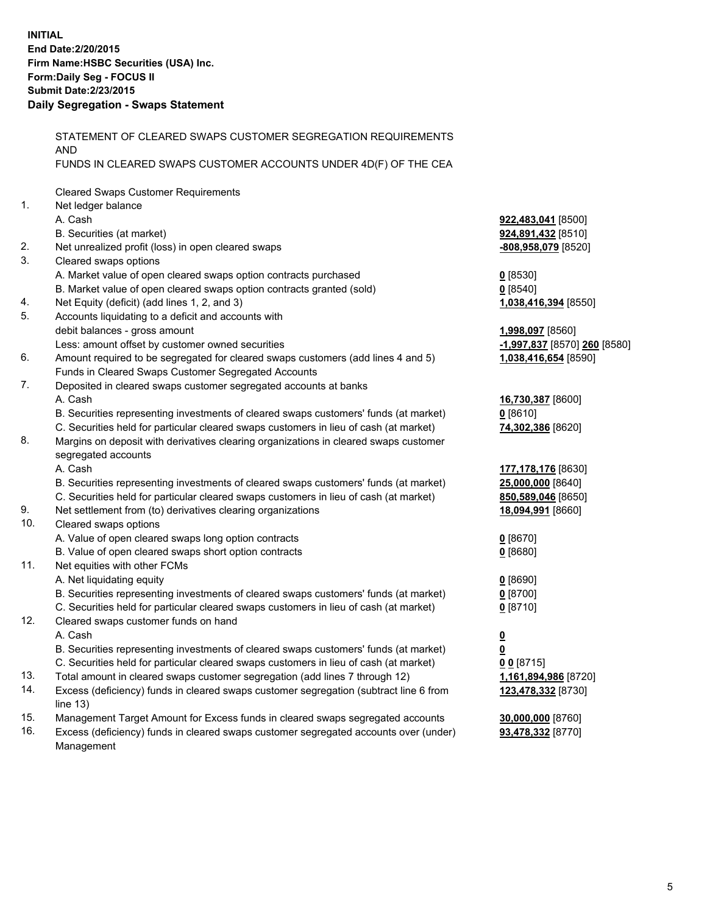**INITIAL**
**End Date:2/20/2015**
**Firm Name:HSBC Securities (USA) Inc.**
**Form:Daily Seg - FOCUS II**
**Submit Date:2/23/2015**
**Daily Segregation - Swaps Statement**

STATEMENT OF CLEARED SWAPS CUSTOMER SEGREGATION REQUIREMENTS AND
FUNDS IN CLEARED SWAPS CUSTOMER ACCOUNTS UNDER 4D(F) OF THE CEA

| | | |
|---|---|---|
| | Cleared Swaps Customer Requirements | |
| 1. | Net ledger balance | |
| | A. Cash | **922,483,041** [8500] |
| | B. Securities (at market) | **924,891,432** [8510] |
| 2. | Net unrealized profit (loss) in open cleared swaps | **-808,958,079** [8520] |
| 3. | Cleared swaps options | |
| | A. Market value of open cleared swaps option contracts purchased | **0** [8530] |
| | B. Market value of open cleared swaps option contracts granted (sold) | **0** [8540] |
| 4. | Net Equity (deficit) (add lines 1, 2, and 3) | **1,038,416,394** [8550] |
| 5. | Accounts liquidating to a deficit and accounts with | |
| | debit balances - gross amount | **1,998,097** [8560] |
| | Less: amount offset by customer owned securities | **-1,997,837** [8570] **260** [8580] |
| 6. | Amount required to be segregated for cleared swaps customers (add lines 4 and 5) | **1,038,416,654** [8590] |
| | Funds in Cleared Swaps Customer Segregated Accounts | |
| 7. | Deposited in cleared swaps customer segregated accounts at banks | |
| | A. Cash | **16,730,387** [8600] |
| | B. Securities representing investments of cleared swaps customers' funds (at market) | **0** [8610] |
| | C. Securities held for particular cleared swaps customers in lieu of cash (at market) | **74,302,386** [8620] |
| 8. | Margins on deposit with derivatives clearing organizations in cleared swaps customer segregated accounts | |
| | A. Cash | **177,178,176** [8630] |
| | B. Securities representing investments of cleared swaps customers' funds (at market) | **25,000,000** [8640] |
| | C. Securities held for particular cleared swaps customers in lieu of cash (at market) | **850,589,046** [8650] |
| 9. | Net settlement from (to) derivatives clearing organizations | **18,094,991** [8660] |
| 10. | Cleared swaps options | |
| | A. Value of open cleared swaps long option contracts | **0** [8670] |
| | B. Value of open cleared swaps short option contracts | **0** [8680] |
| 11. | Net equities with other FCMs | |
| | A. Net liquidating equity | **0** [8690] |
| | B. Securities representing investments of cleared swaps customers' funds (at market) | **0** [8700] |
| | C. Securities held for particular cleared swaps customers in lieu of cash (at market) | **0** [8710] |
| 12. | Cleared swaps customer funds on hand | |
| | A. Cash | **0** |
| | B. Securities representing investments of cleared swaps customers' funds (at market) | **0** |
| | C. Securities held for particular cleared swaps customers in lieu of cash (at market) | **0** **0** [8715] |
| 13. | Total amount in cleared swaps customer segregation (add lines 7 through 12) | **1,161,894,986** [8720] |
| 14. | Excess (deficiency) funds in cleared swaps customer segregation (subtract line 6 from line 13) | **123,478,332** [8730] |
| 15. | Management Target Amount for Excess funds in cleared swaps segregated accounts | **30,000,000** [8760] |
| 16. | Excess (deficiency) funds in cleared swaps customer segregated accounts over (under) Management | **93,478,332** [8770] |